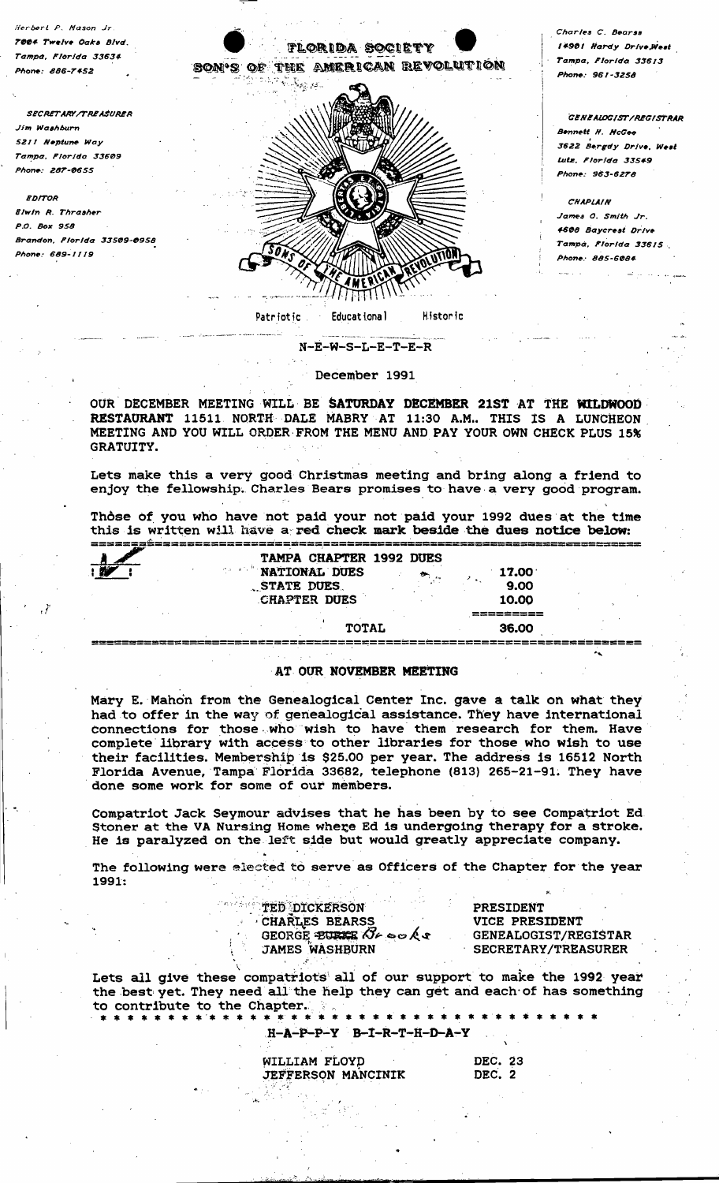Herbert P. Mason Jr.
7004 Twelve Oaks Blvd.
Tampa, Florida 33634
Phone: 886-7452

SECRETARY/TREASURER
Jim Washburn
5211 Neptune Way
Tampa, Florida 33609
Phone: 287-0655

EDITOR
Elwin R. Thrasher
P.O. Box 958
Brandon, Florida 33509-0958
Phone: 689-1119

# FLORIDA SOCIETY
# SON'S OF THE AMERICAN REVOLUTION

SONS OF THE AMERICAN REVOLUTION

Patriotic Educational Historic

Charles C. Bearss
14901 Hardy Drive West
Tampa, Florida 33613
Phone: 961-3258

GENEALOGIST/REGISTRAR
Bennett H. McGee
3622 Bergdy Drive, West
Lutz, Florida 33549
Phone: 963-6278

CHAPLAIN
James O. Smith Jr.
4608 Baycrest Drive
Tampa, Florida 33615
Phone: 885-6084

## N-E-W-S-L-E-T-T-E-R

December 1991

OUR DECEMBER MEETING WILL BE SATURDAY DECEMBER 21ST AT THE WILDWOOD RESTAURANT 11511 NORTH DALE MABRY AT 11:30 A.M.. THIS IS A LUNCHEON MEETING AND YOU WILL ORDER FROM THE MENU AND PAY YOUR OWN CHECK PLUS 15% GRATUITY.

Lets make this a very good Christmas meeting and bring along a friend to enjoy the fellowship. Charles Bears promises to have a very good program.

Those of you who have not paid your 1992 dues at the time this is written will have a red check mark beside the dues notice below:

| TAMPA CHAPTER 1992 DUES | |
|---|---|
| NATIONAL DUES | 17.00 |
| STATE DUES | 9.00 |
| CHAPTER DUES | 10.00 |
| TOTAL | 36.00 |

## AT OUR NOVEMBER MEETING

Mary E. Mahon from the Genealogical Center Inc. gave a talk on what they had to offer in the way of genealogical assistance. They have international connections for those who wish to have them research for them. Have complete library with access to other libraries for those who wish to use their facilities. Membership is $25.00 per year. The address is 16512 North Florida Avenue, Tampa Florida 33682, telephone (813) 265-21-91. They have done some work for some of our members.

Compatriot Jack Seymour advises that he has been by to see Compatriot Ed Stoner at the VA Nursing Home where Ed is undergoing therapy for a stroke. He is paralyzed on the left side but would greatly appreciate company.

The following were elected to serve as Officers of the Chapter for the year 1991:

| | |
|---|---|
| TED DICKERSON | PRESIDENT |
| CHARLES BEARSS | VICE PRESIDENT |
| GEORGE ~~BURKE~~ Brooks | GENEALOGIST/REGISTAR |
| JAMES WASHBURN | SECRETARY/TREASURER |

Lets all give these compatriots all of our support to make the 1992 year the best yet. They need all the help they can get and each of has something to contribute to the Chapter.

* * * * * * * * * * * * * * * * * * * * * * * * * * * * * * * * * * * *

## H-A-P-P-Y B-I-R-T-H-D-A-Y

| | |
|---|---|
| WILLIAM FLOYD | DEC. 23 |
| JEFFERSON MANCINIK | DEC. 2 |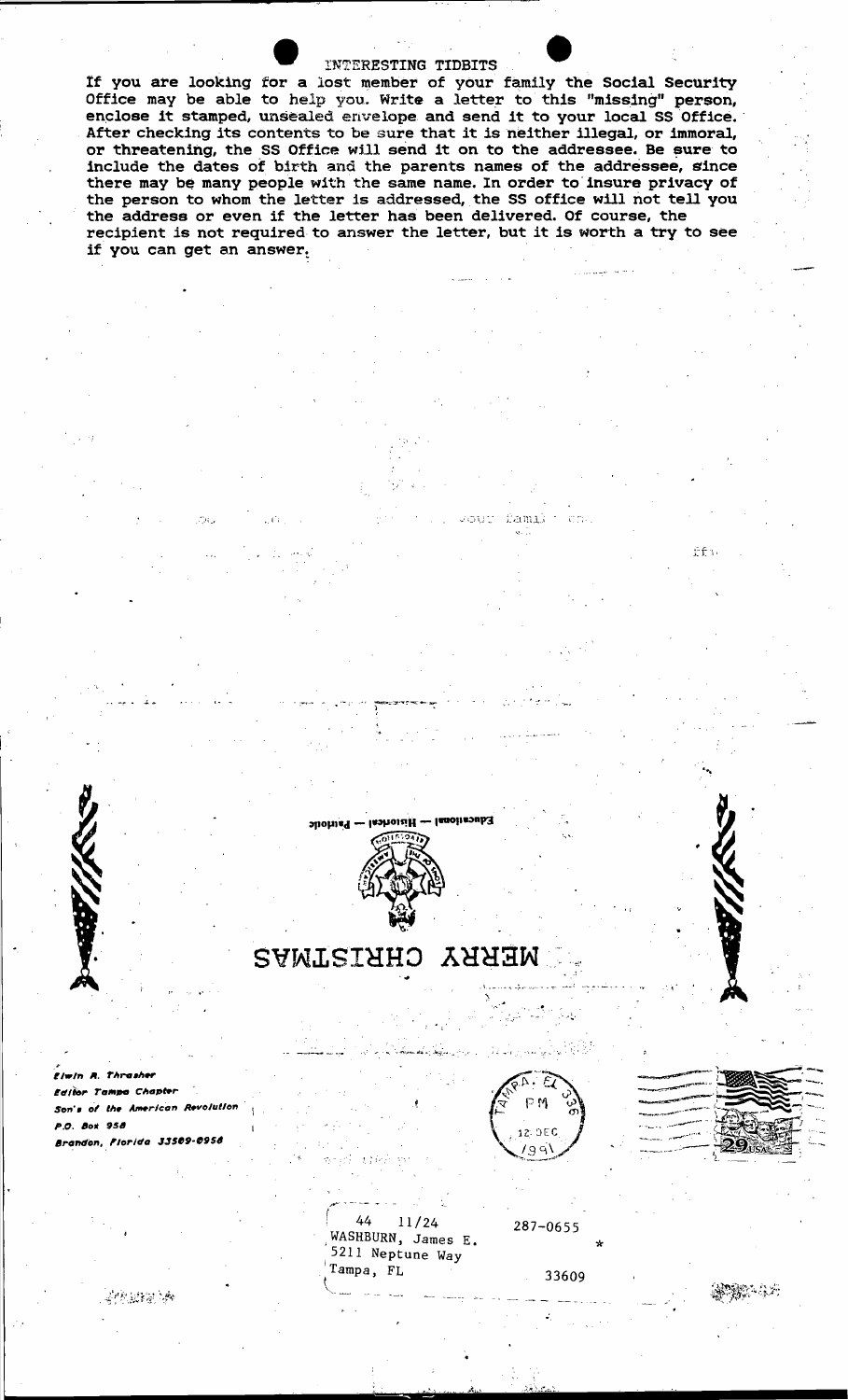# INTERESTING TIDBITS

If you are looking for a lost member of your family the Social Security Office may be able to help you. Write a letter to this "missing" person, enclose it stamped, unsealed envelope and send it to your local SS Office. After checking its contents to be sure that it is neither illegal, or immoral, or threatening, the SS Office will send it on to the addressee. Be sure to include the dates of birth and the parents names of the addressee, since there may be many people with the same name. In order to insure privacy of the person to whom the letter is addressed, the SS office will not tell you the address or even if the letter has been delivered. Of course, the recipient is not required to answer the letter, but it is worth a try to see if you can get an answer.

Educational — Historical — Patriotic

MERRY CHRISTMAS

*Elwin R. Thrasher*
*Editor Tampa Chapter*
*Son's of the American Revolution*
*P.O. Box 958*
*Brandon, Florida 33509-0958*

TAMPA, FL 336
PM
12 DEC
1991

44 11/24
WASHBURN, James E.
5211 Neptune Way
Tampa, FL

287-0655

33609